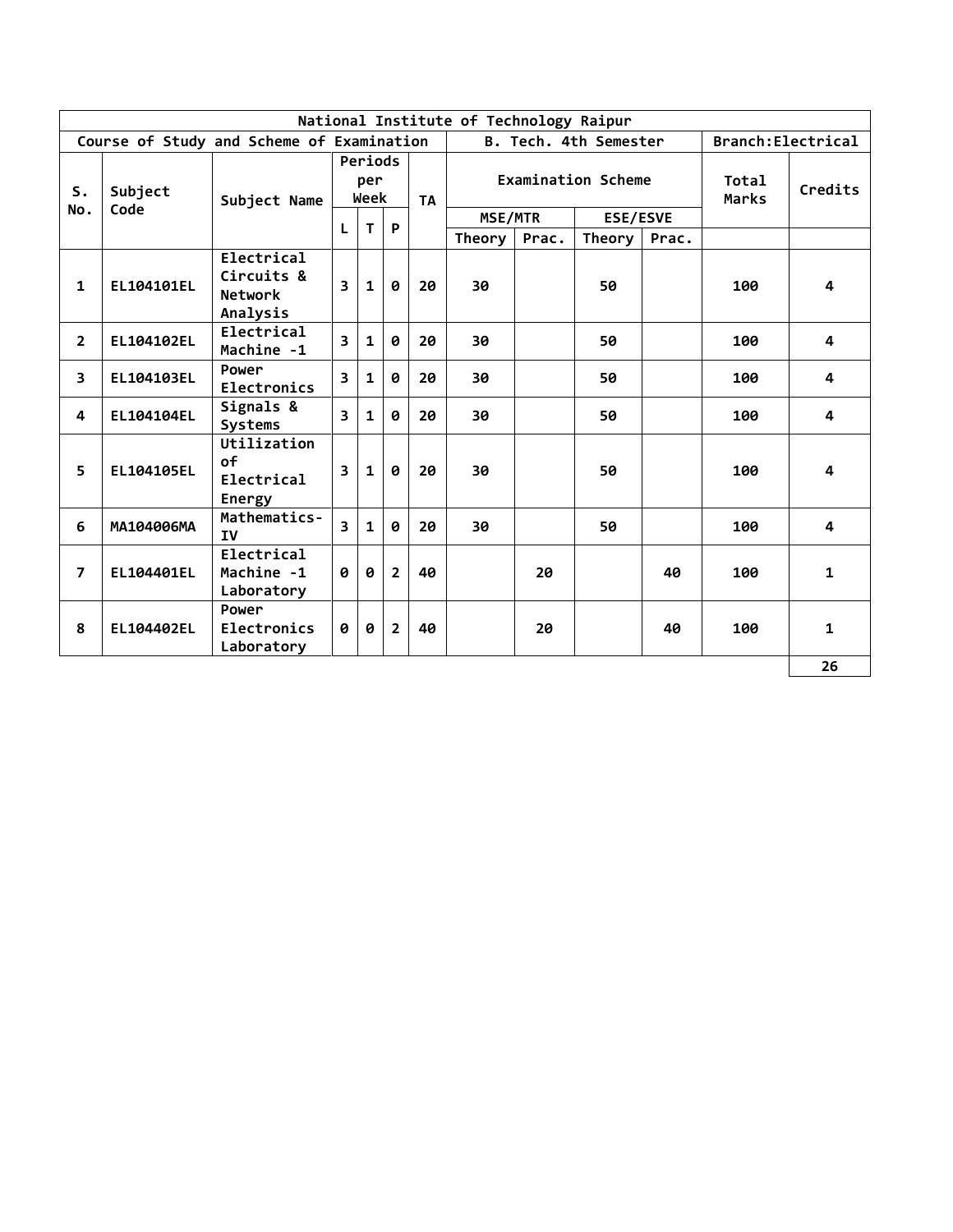| National Institute of Technology Raipur | | | | | | | | | | | | | |
|---|---|---|---|---|---|---|---|---|---|---|---|---|---|
| Course of Study and Scheme of Examination | | | | | | B. Tech. 4th Semester | | | | | Branch:Electrical | | |
| S. No. | Subject Code | Subject Name | Periods per Week | | | TA | Examination Scheme | | | | Total Marks | Credits |
| | | | L | T | P | | MSE/MTR | | ESE/ESVE | | | |
| | | | | | | | Theory | Prac. | Theory | Prac. | | |
| 1 | EL104101EL | Electrical Circuits & Network Analysis | 3 | 1 | 0 | 20 | 30 | | 50 | | 100 | 4 |
| 2 | EL104102EL | Electrical Machine -1 | 3 | 1 | 0 | 20 | 30 | | 50 | | 100 | 4 |
| 3 | EL104103EL | Power Electronics | 3 | 1 | 0 | 20 | 30 | | 50 | | 100 | 4 |
| 4 | EL104104EL | Signals & Systems | 3 | 1 | 0 | 20 | 30 | | 50 | | 100 | 4 |
| 5 | EL104105EL | Utilization of Electrical Energy | 3 | 1 | 0 | 20 | 30 | | 50 | | 100 | 4 |
| 6 | MA104006MA | Mathematics-IV | 3 | 1 | 0 | 20 | 30 | | 50 | | 100 | 4 |
| 7 | EL104401EL | Electrical Machine -1 Laboratory | 0 | 0 | 2 | 40 | | 20 | | 40 | 100 | 1 |
| 8 | EL104402EL | Power Electronics Laboratory | 0 | 0 | 2 | 40 | | 20 | | 40 | 100 | 1 |
| | | | | | | | | | | | | 26 |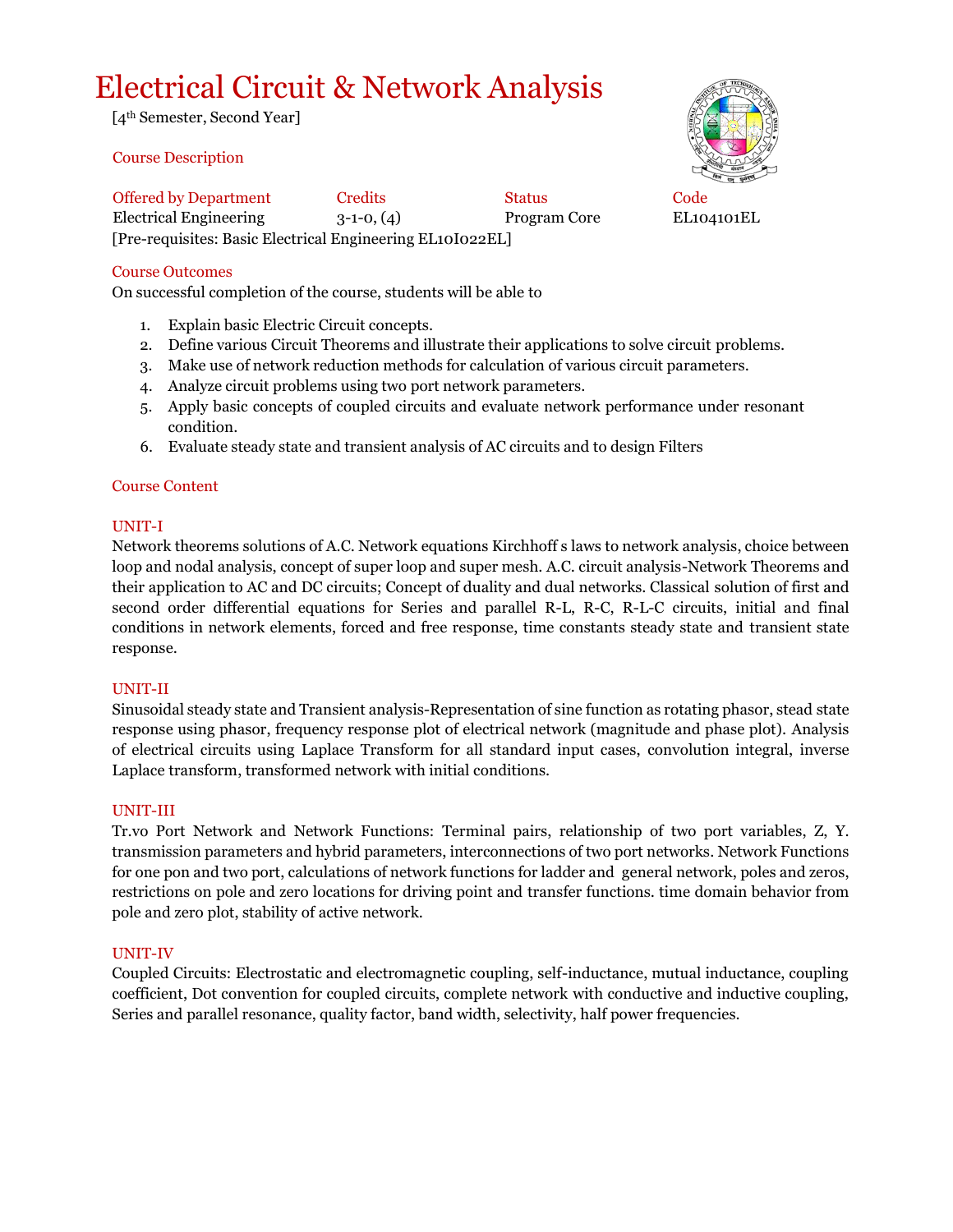# Electrical Circuit & Network Analysis

[4th Semester, Second Year]

## Course Description

| Offered by Department | Credits | Status | Code |
|---|---|---|---|
| Electrical Engineering | 3-1-0, (4) | Program Core | EL104101EL |

[Pre-requisites: Basic Electrical Engineering EL10I022EL]

## Course Outcomes

On successful completion of the course, students will be able to

1. Explain basic Electric Circuit concepts.
2. Define various Circuit Theorems and illustrate their applications to solve circuit problems.
3. Make use of network reduction methods for calculation of various circuit parameters.
4. Analyze circuit problems using two port network parameters.
5. Apply basic concepts of coupled circuits and evaluate network performance under resonant condition.
6. Evaluate steady state and transient analysis of AC circuits and to design Filters

## Course Content

### UNIT-I

Network theorems solutions of A.C. Network equations Kirchhoff s laws to network analysis, choice between loop and nodal analysis, concept of super loop and super mesh. A.C. circuit analysis-Network Theorems and their application to AC and DC circuits; Concept of duality and dual networks. Classical solution of first and second order differential equations for Series and parallel R-L, R-C, R-L-C circuits, initial and final conditions in network elements, forced and free response, time constants steady state and transient state response.

### UNIT-II

Sinusoidal steady state and Transient analysis-Representation of sine function as rotating phasor, stead state response using phasor, frequency response plot of electrical network (magnitude and phase plot). Analysis of electrical circuits using Laplace Transform for all standard input cases, convolution integral, inverse Laplace transform, transformed network with initial conditions.

### UNIT-III

Tr.vo Port Network and Network Functions: Terminal pairs, relationship of two port variables, Z, Y. transmission parameters and hybrid parameters, interconnections of two port networks. Network Functions for one pon and two port, calculations of network functions for ladder and general network, poles and zeros, restrictions on pole and zero locations for driving point and transfer functions. time domain behavior from pole and zero plot, stability of active network.

### UNIT-IV

Coupled Circuits: Electrostatic and electromagnetic coupling, self-inductance, mutual inductance, coupling coefficient, Dot convention for coupled circuits, complete network with conductive and inductive coupling, Series and parallel resonance, quality factor, band width, selectivity, half power frequencies.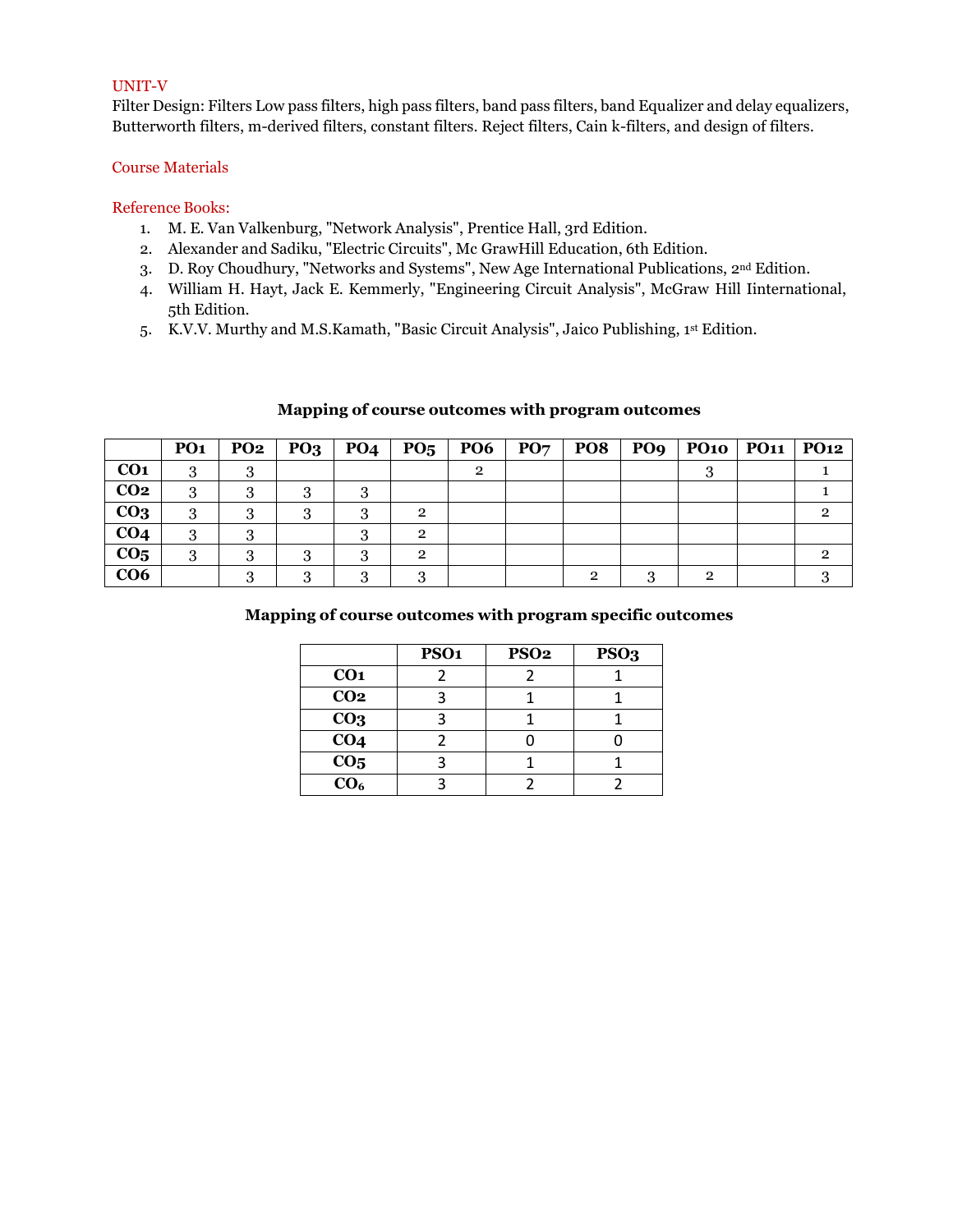## UNIT-V

Filter Design: Filters Low pass filters, high pass filters, band pass filters, band Equalizer and delay equalizers, Butterworth filters, m-derived filters, constant filters. Reject filters, Cain k-filters, and design of filters.

## Course Materials

### Reference Books:

1. M. E. Van Valkenburg, "Network Analysis", Prentice Hall, 3rd Edition.
2. Alexander and Sadiku, "Electric Circuits", Mc GrawHill Education, 6th Edition.
3. D. Roy Choudhury, "Networks and Systems", New Age International Publications, 2nd Edition.
4. William H. Hayt, Jack E. Kemmerly, "Engineering Circuit Analysis", McGraw Hill Iinternational, 5th Edition.
5. K.V.V. Murthy and M.S.Kamath, "Basic Circuit Analysis", Jaico Publishing, 1st Edition.

**Mapping of course outcomes with program outcomes**

| | PO1 | PO2 | PO3 | PO4 | PO5 | PO6 | PO7 | PO8 | PO9 | PO10 | PO11 | PO12 |
|---|---|---|---|---|---|---|---|---|---|---|---|---|
| **CO1** | 3 | 3 | | | | 2 | | | | 3 | | 1 |
| **CO2** | 3 | 3 | 3 | 3 | | | | | | | | 1 |
| **CO3** | 3 | 3 | 3 | 3 | 2 | | | | | | | 2 |
| **CO4** | 3 | 3 | | 3 | 2 | | | | | | | |
| **CO5** | 3 | 3 | 3 | 3 | 2 | | | | | | | 2 |
| **CO6** | | 3 | 3 | 3 | 3 | | | 2 | 3 | 2 | | 3 |

**Mapping of course outcomes with program specific outcomes**

| | PSO1 | PSO2 | PSO3 |
|---|---|---|---|
| **CO1** | 2 | 2 | 1 |
| **CO2** | 3 | 1 | 1 |
| **CO3** | 3 | 1 | 1 |
| **CO4** | 2 | 0 | 0 |
| **CO5** | 3 | 1 | 1 |
| **CO6** | 3 | 2 | 2 |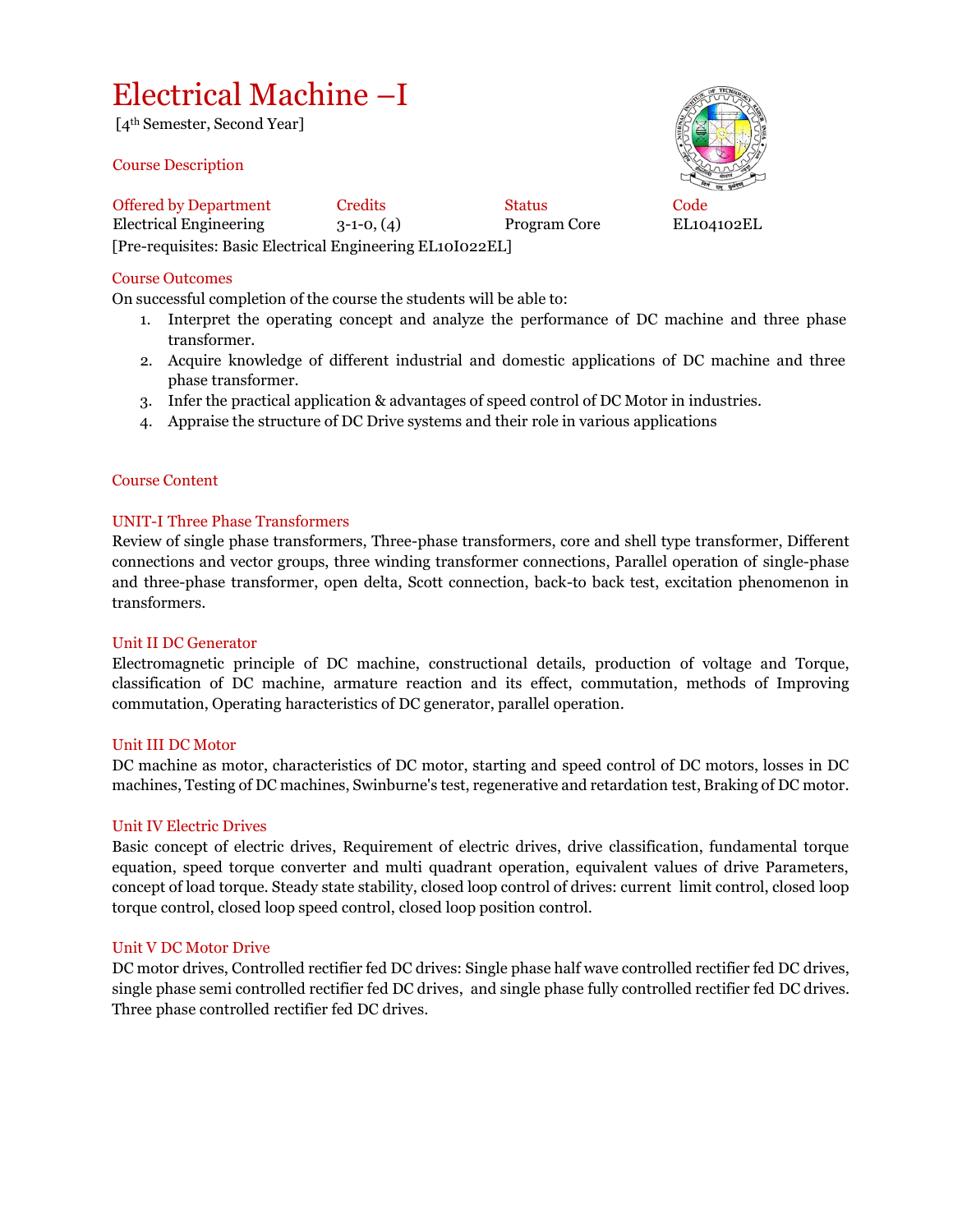# Electrical Machine –I

[4th Semester, Second Year]

## Course Description

| Offered by Department | Credits | Status | Code |
|---|---|---|---|
| Electrical Engineering | 3-1-0, (4) | Program Core | EL104102EL |

[Pre-requisites: Basic Electrical Engineering EL10I022EL]

## Course Outcomes

On successful completion of the course the students will be able to:

1. Interpret the operating concept and analyze the performance of DC machine and three phase transformer.
2. Acquire knowledge of different industrial and domestic applications of DC machine and three phase transformer.
3. Infer the practical application & advantages of speed control of DC Motor in industries.
4. Appraise the structure of DC Drive systems and their role in various applications

## Course Content

### UNIT-I Three Phase Transformers

Review of single phase transformers, Three-phase transformers, core and shell type transformer, Different connections and vector groups, three winding transformer connections, Parallel operation of single-phase and three-phase transformer, open delta, Scott connection, back-to back test, excitation phenomenon in transformers.

### Unit II DC Generator

Electromagnetic principle of DC machine, constructional details, production of voltage and Torque, classification of DC machine, armature reaction and its effect, commutation, methods of Improving commutation, Operating haracteristics of DC generator, parallel operation.

### Unit III DC Motor

DC machine as motor, characteristics of DC motor, starting and speed control of DC motors, losses in DC machines, Testing of DC machines, Swinburne's test, regenerative and retardation test, Braking of DC motor.

### Unit IV Electric Drives

Basic concept of electric drives, Requirement of electric drives, drive classification, fundamental torque equation, speed torque converter and multi quadrant operation, equivalent values of drive Parameters, concept of load torque. Steady state stability, closed loop control of drives: current limit control, closed loop torque control, closed loop speed control, closed loop position control.

### Unit V DC Motor Drive

DC motor drives, Controlled rectifier fed DC drives: Single phase half wave controlled rectifier fed DC drives, single phase semi controlled rectifier fed DC drives, and single phase fully controlled rectifier fed DC drives. Three phase controlled rectifier fed DC drives.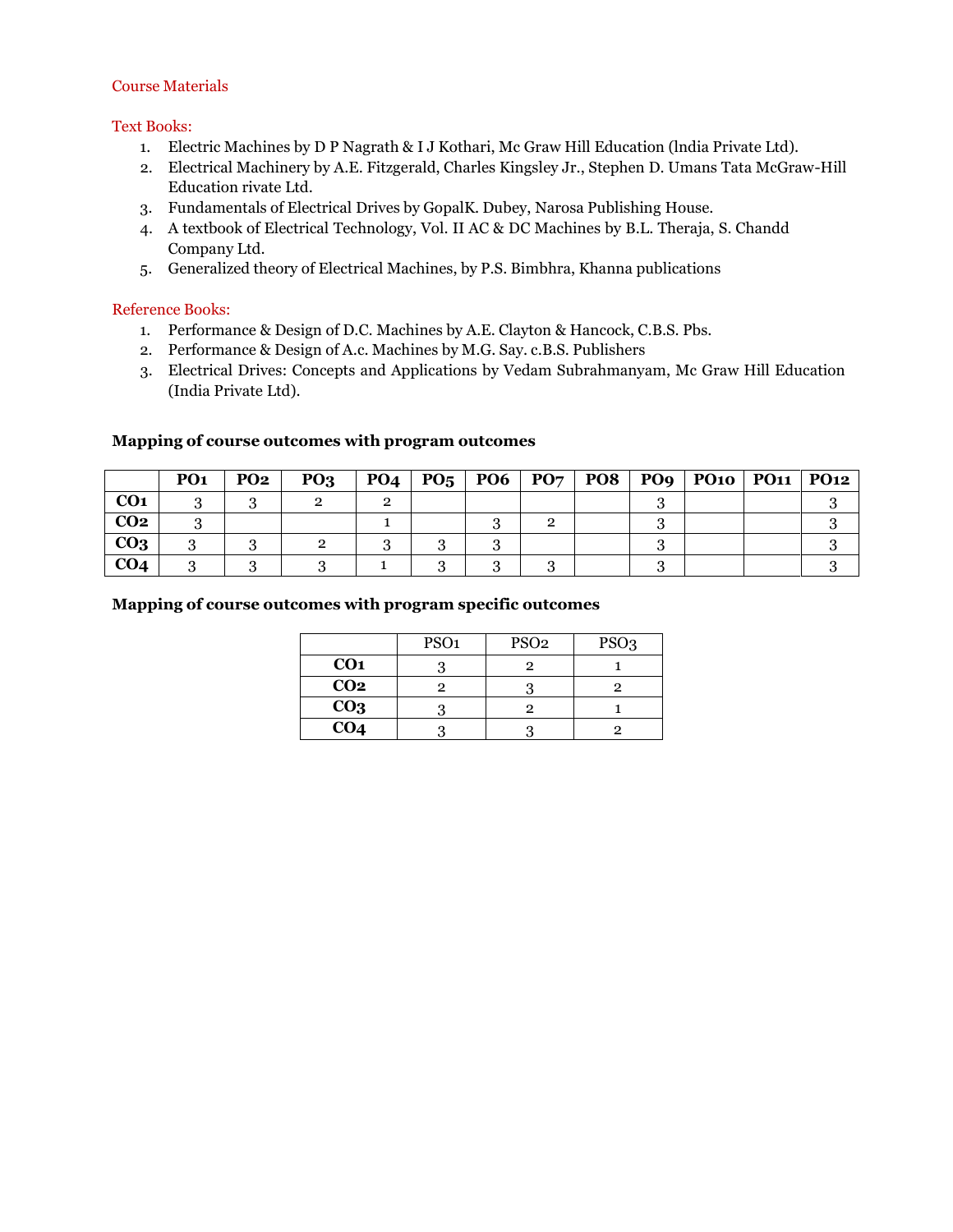## Course Materials

### Text Books:

1. Electric Machines by D P Nagrath & I J Kothari, Mc Graw Hill Education (lndia Private Ltd).
2. Electrical Machinery by A.E. Fitzgerald, Charles Kingsley Jr., Stephen D. Umans Tata McGraw-Hill Education rivate Ltd.
3. Fundamentals of Electrical Drives by GopalK. Dubey, Narosa Publishing House.
4. A textbook of Electrical Technology, Vol. II AC & DC Machines by B.L. Theraja, S. Chandd Company Ltd.
5. Generalized theory of Electrical Machines, by P.S. Bimbhra, Khanna publications

### Reference Books:

1. Performance & Design of D.C. Machines by A.E. Clayton & Hancock, C.B.S. Pbs.
2. Performance & Design of A.c. Machines by M.G. Say. c.B.S. Publishers
3. Electrical Drives: Concepts and Applications by Vedam Subrahmanyam, Mc Graw Hill Education (India Private Ltd).

**Mapping of course outcomes with program outcomes**

| | PO1 | PO2 | PO3 | PO4 | PO5 | PO6 | PO7 | PO8 | PO9 | PO10 | PO11 | PO12 |
|---|---|---|---|---|---|---|---|---|---|---|---|---|
| **CO1** | 3 | 3 | 2 | 2 | | | | | 3 | | | 3 |
| **CO2** | 3 | | | 1 | | 3 | 2 | | 3 | | | 3 |
| **CO3** | 3 | 3 | 2 | 3 | 3 | 3 | | | 3 | | | 3 |
| **CO4** | 3 | 3 | 3 | 1 | 3 | 3 | 3 | | 3 | | | 3 |

**Mapping of course outcomes with program specific outcomes**

| | PSO1 | PSO2 | PSO3 |
|---|---|---|---|
| **CO1** | 3 | 2 | 1 |
| **CO2** | 2 | 3 | 2 |
| **CO3** | 3 | 2 | 1 |
| **CO4** | 3 | 3 | 2 |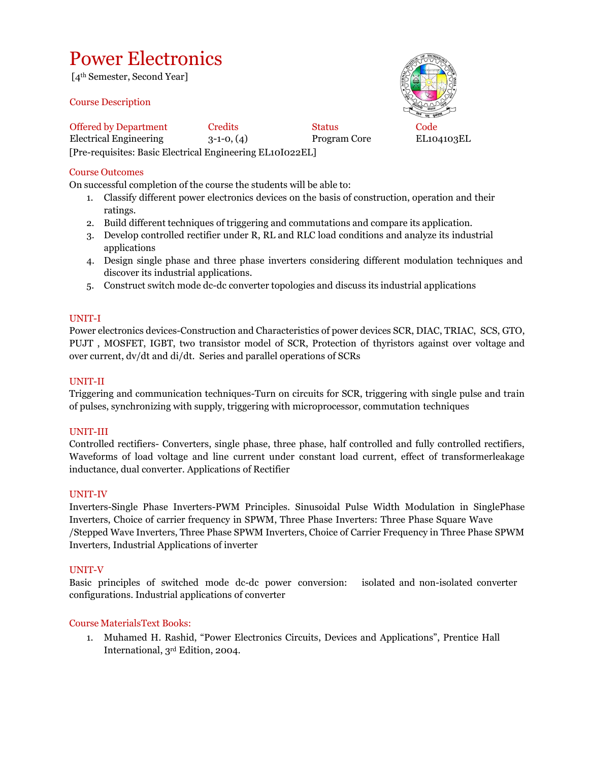# Power Electronics

[4th Semester, Second Year]

## Course Description

| Offered by Department | Credits | Status | Code |
|---|---|---|---|
| Electrical Engineering | 3-1-0, (4) | Program Core | EL104103EL |

[Pre-requisites: Basic Electrical Engineering EL10I022EL]

## Course Outcomes

On successful completion of the course the students will be able to:

1. Classify different power electronics devices on the basis of construction, operation and their ratings.
2. Build different techniques of triggering and commutations and compare its application.
3. Develop controlled rectifier under R, RL and RLC load conditions and analyze its industrial applications
4. Design single phase and three phase inverters considering different modulation techniques and discover its industrial applications.
5. Construct switch mode dc-dc converter topologies and discuss its industrial applications

## UNIT-I

Power electronics devices-Construction and Characteristics of power devices SCR, DIAC, TRIAC, SCS, GTO, PUJT , MOSFET, IGBT, two transistor model of SCR, Protection of thyristors against over voltage and over current, dv/dt and di/dt. Series and parallel operations of SCRs

## UNIT-II

Triggering and communication techniques-Turn on circuits for SCR, triggering with single pulse and train of pulses, synchronizing with supply, triggering with microprocessor, commutation techniques

## UNIT-III

Controlled rectifiers- Converters, single phase, three phase, half controlled and fully controlled rectifiers, Waveforms of load voltage and line current under constant load current, effect of transformerleakage inductance, dual converter. Applications of Rectifier

## UNIT-IV

Inverters-Single Phase Inverters-PWM Principles. Sinusoidal Pulse Width Modulation in SinglePhase Inverters, Choice of carrier frequency in SPWM, Three Phase Inverters: Three Phase Square Wave /Stepped Wave Inverters, Three Phase SPWM Inverters, Choice of Carrier Frequency in Three Phase SPWM Inverters, Industrial Applications of inverter

## UNIT-V

Basic principles of switched mode dc-dc power conversion: isolated and non-isolated converter configurations. Industrial applications of converter

## Course MaterialsText Books:

1. Muhamed H. Rashid, "Power Electronics Circuits, Devices and Applications", Prentice Hall International, 3rd Edition, 2004.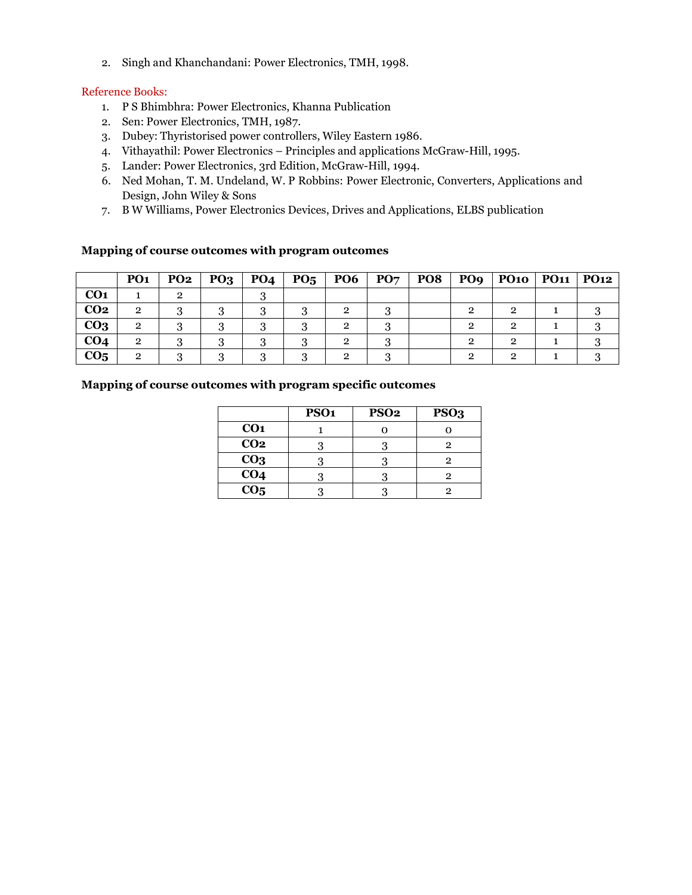2. Singh and Khanchandani: Power Electronics, TMH, 1998.

Reference Books:

1. P S Bhimbhra: Power Electronics, Khanna Publication
2. Sen: Power Electronics, TMH, 1987.
3. Dubey: Thyristorised power controllers, Wiley Eastern 1986.
4. Vithayathil: Power Electronics – Principles and applications McGraw-Hill, 1995.
5. Lander: Power Electronics, 3rd Edition, McGraw-Hill, 1994.
6. Ned Mohan, T. M. Undeland, W. P Robbins: Power Electronic, Converters, Applications and Design, John Wiley & Sons
7. B W Williams, Power Electronics Devices, Drives and Applications, ELBS publication

**Mapping of course outcomes with program outcomes**

| | PO1 | PO2 | PO3 | PO4 | PO5 | PO6 | PO7 | PO8 | PO9 | PO10 | PO11 | PO12 |
|---|---|---|---|---|---|---|---|---|---|---|---|---|
| **CO1** | 1 | 2 | | 3 | | | | | | | | |
| **CO2** | 2 | 3 | 3 | 3 | 3 | 2 | 3 | | 2 | 2 | 1 | 3 |
| **CO3** | 2 | 3 | 3 | 3 | 3 | 2 | 3 | | 2 | 2 | 1 | 3 |
| **CO4** | 2 | 3 | 3 | 3 | 3 | 2 | 3 | | 2 | 2 | 1 | 3 |
| **CO5** | 2 | 3 | 3 | 3 | 3 | 2 | 3 | | 2 | 2 | 1 | 3 |

**Mapping of course outcomes with program specific outcomes**

| | PSO1 | PSO2 | PSO3 |
|---|---|---|---|
| **CO1** | 1 | 0 | 0 |
| **CO2** | 3 | 3 | 2 |
| **CO3** | 3 | 3 | 2 |
| **CO4** | 3 | 3 | 2 |
| **CO5** | 3 | 3 | 2 |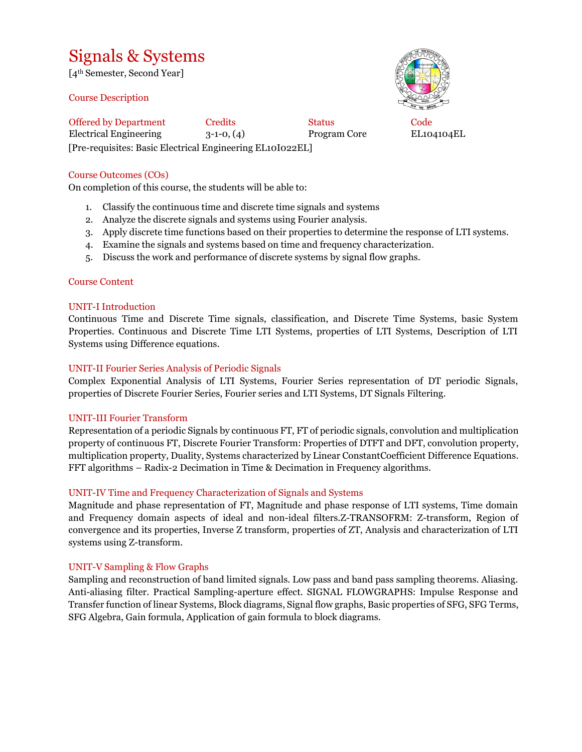# Signals & Systems

[4th Semester, Second Year]

## Course Description

| Offered by Department | Credits | Status | Code |
|---|---|---|---|
| Electrical Engineering | 3-1-0, (4) | Program Core | EL104104EL |

[Pre-requisites: Basic Electrical Engineering EL10I022EL]

## Course Outcomes (COs)

On completion of this course, the students will be able to:

1. Classify the continuous time and discrete time signals and systems
2. Analyze the discrete signals and systems using Fourier analysis.
3. Apply discrete time functions based on their properties to determine the response of LTI systems.
4. Examine the signals and systems based on time and frequency characterization.
5. Discuss the work and performance of discrete systems by signal flow graphs.

## Course Content

### UNIT-I Introduction

Continuous Time and Discrete Time signals, classification, and Discrete Time Systems, basic System Properties. Continuous and Discrete Time LTI Systems, properties of LTI Systems, Description of LTI Systems using Difference equations.

### UNIT-II Fourier Series Analysis of Periodic Signals

Complex Exponential Analysis of LTI Systems, Fourier Series representation of DT periodic Signals, properties of Discrete Fourier Series, Fourier series and LTI Systems, DT Signals Filtering.

### UNIT-III Fourier Transform

Representation of a periodic Signals by continuous FT, FT of periodic signals, convolution and multiplication property of continuous FT, Discrete Fourier Transform: Properties of DTFT and DFT, convolution property, multiplication property, Duality, Systems characterized by Linear ConstantCoefficient Difference Equations. FFT algorithms – Radix-2 Decimation in Time & Decimation in Frequency algorithms.

### UNIT-IV Time and Frequency Characterization of Signals and Systems

Magnitude and phase representation of FT, Magnitude and phase response of LTI systems, Time domain and Frequency domain aspects of ideal and non-ideal filters.Z-TRANSOFRM: Z-transform, Region of convergence and its properties, Inverse Z transform, properties of ZT, Analysis and characterization of LTI systems using Z-transform.

### UNIT-V Sampling & Flow Graphs

Sampling and reconstruction of band limited signals. Low pass and band pass sampling theorems. Aliasing. Anti-aliasing filter. Practical Sampling-aperture effect. SIGNAL FLOWGRAPHS: Impulse Response and Transfer function of linear Systems, Block diagrams, Signal flow graphs, Basic properties of SFG, SFG Terms, SFG Algebra, Gain formula, Application of gain formula to block diagrams.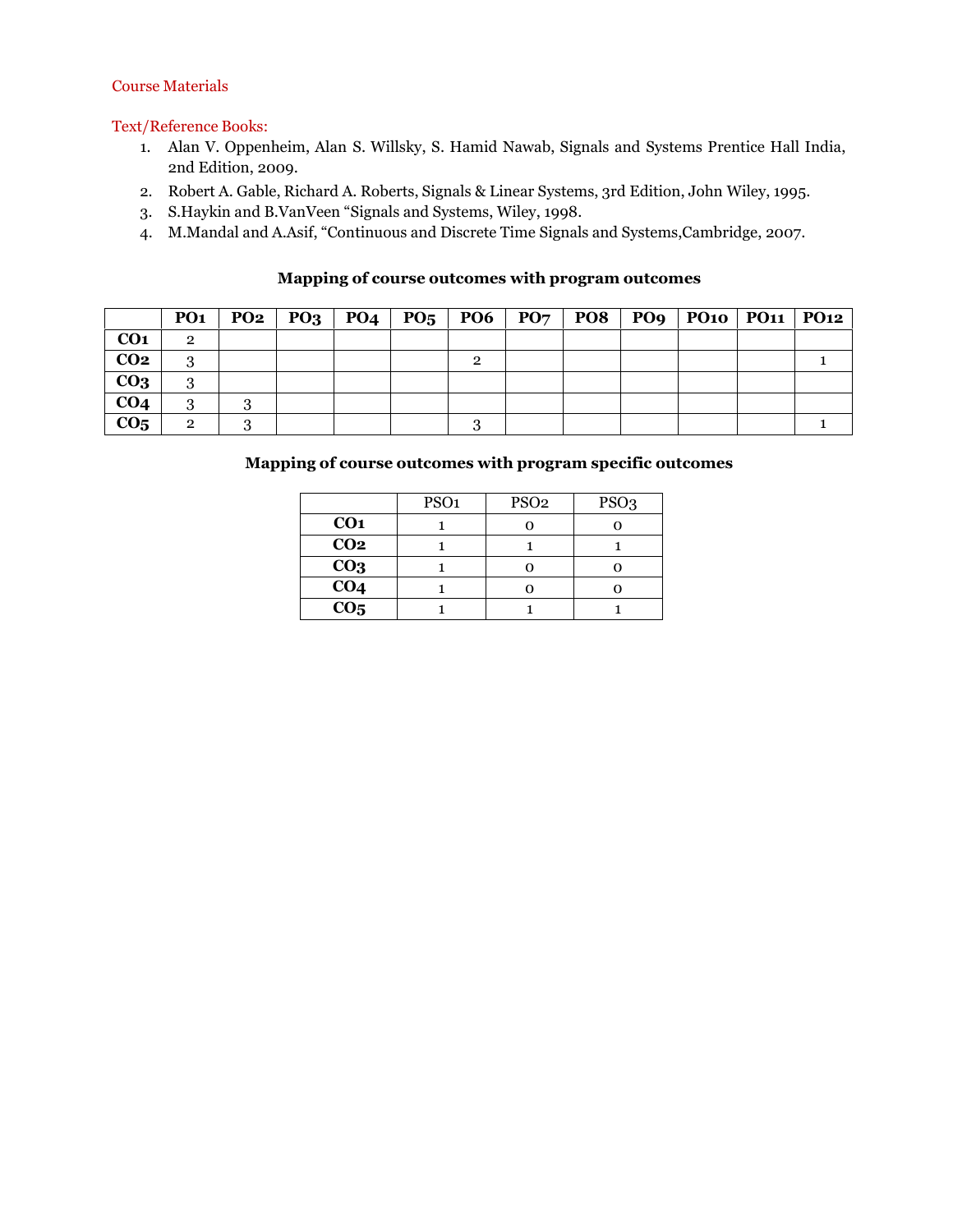## Course Materials

### Text/Reference Books:

1. Alan V. Oppenheim, Alan S. Willsky, S. Hamid Nawab, Signals and Systems Prentice Hall India, 2nd Edition, 2009.
2. Robert A. Gable, Richard A. Roberts, Signals & Linear Systems, 3rd Edition, John Wiley, 1995.
3. S.Haykin and B.VanVeen "Signals and Systems, Wiley, 1998.
4. M.Mandal and A.Asif, "Continuous and Discrete Time Signals and Systems,Cambridge, 2007.

**Mapping of course outcomes with program outcomes**

| | PO1 | PO2 | PO3 | PO4 | PO5 | PO6 | PO7 | PO8 | PO9 | PO10 | PO11 | PO12 |
|---|---|---|---|---|---|---|---|---|---|---|---|---|
| **CO1** | 2 | | | | | | | | | | | |
| **CO2** | 3 | | | | | 2 | | | | | | 1 |
| **CO3** | 3 | | | | | | | | | | | |
| **CO4** | 3 | 3 | | | | | | | | | | |
| **CO5** | 2 | 3 | | | | 3 | | | | | | 1 |

**Mapping of course outcomes with program specific outcomes**

| | PSO1 | PSO2 | PSO3 |
|---|---|---|---|
| **CO1** | 1 | 0 | 0 |
| **CO2** | 1 | 1 | 1 |
| **CO3** | 1 | 0 | 0 |
| **CO4** | 1 | 0 | 0 |
| **CO5** | 1 | 1 | 1 |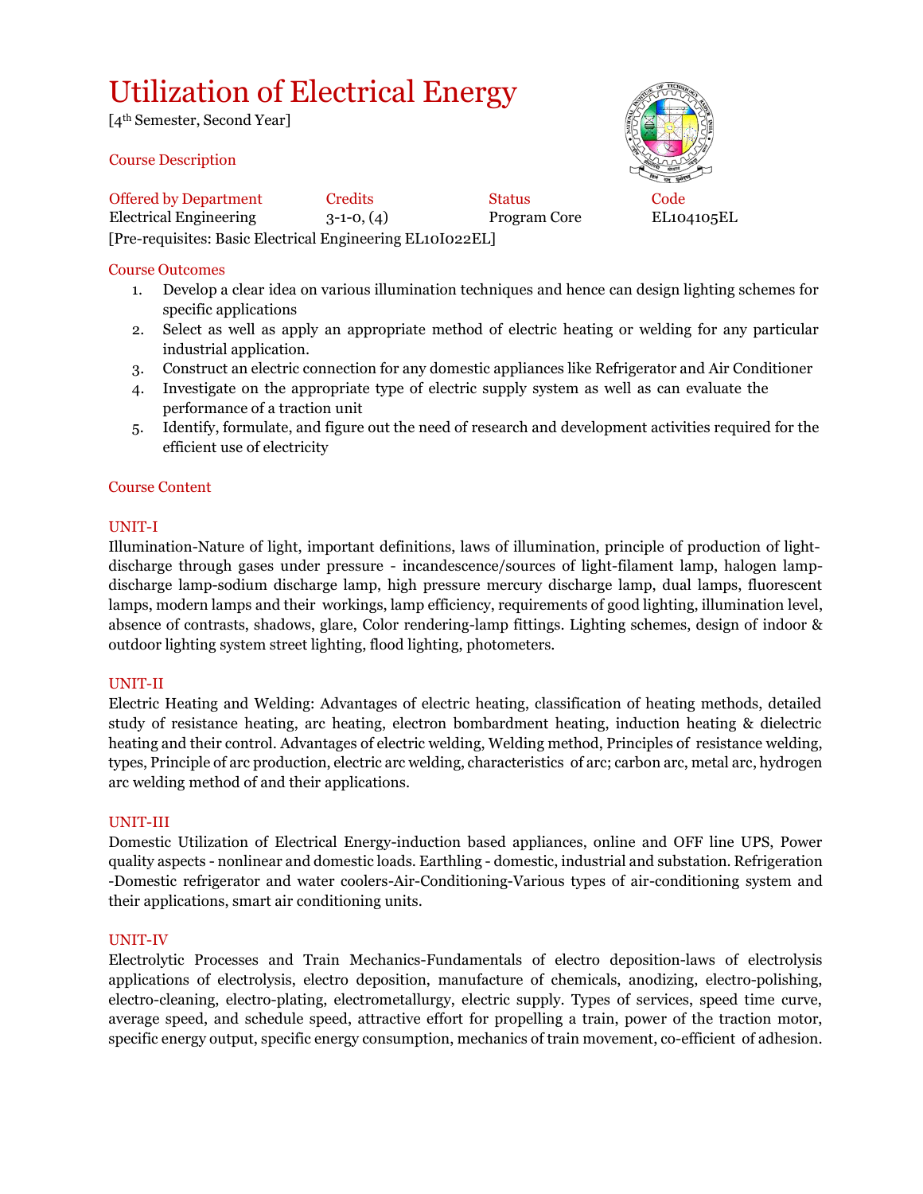# Utilization of Electrical Energy

[4th Semester, Second Year]

## Course Description

| Offered by Department | Credits | Status | Code |
|---|---|---|---|
| Electrical Engineering | 3-1-0, (4) | Program Core | EL104105EL |

[Pre-requisites: Basic Electrical Engineering EL10I022EL]

## Course Outcomes

1. Develop a clear idea on various illumination techniques and hence can design lighting schemes for specific applications
2. Select as well as apply an appropriate method of electric heating or welding for any particular industrial application.
3. Construct an electric connection for any domestic appliances like Refrigerator and Air Conditioner
4. Investigate on the appropriate type of electric supply system as well as can evaluate the performance of a traction unit
5. Identify, formulate, and figure out the need of research and development activities required for the efficient use of electricity

## Course Content

### UNIT-I

Illumination-Nature of light, important definitions, laws of illumination, principle of production of light-discharge through gases under pressure - incandescence/sources of light-filament lamp, halogen lamp-discharge lamp-sodium discharge lamp, high pressure mercury discharge lamp, dual lamps, fluorescent lamps, modern lamps and their workings, lamp efficiency, requirements of good lighting, illumination level, absence of contrasts, shadows, glare, Color rendering-lamp fittings. Lighting schemes, design of indoor & outdoor lighting system street lighting, flood lighting, photometers.

### UNIT-II

Electric Heating and Welding: Advantages of electric heating, classification of heating methods, detailed study of resistance heating, arc heating, electron bombardment heating, induction heating & dielectric heating and their control. Advantages of electric welding, Welding method, Principles of resistance welding, types, Principle of arc production, electric arc welding, characteristics of arc; carbon arc, metal arc, hydrogen arc welding method of and their applications.

### UNIT-III

Domestic Utilization of Electrical Energy-induction based appliances, online and OFF line UPS, Power quality aspects - nonlinear and domestic loads. Earthling - domestic, industrial and substation. Refrigeration -Domestic refrigerator and water coolers-Air-Conditioning-Various types of air-conditioning system and their applications, smart air conditioning units.

### UNIT-IV

Electrolytic Processes and Train Mechanics-Fundamentals of electro deposition-laws of electrolysis applications of electrolysis, electro deposition, manufacture of chemicals, anodizing, electro-polishing, electro-cleaning, electro-plating, electrometallurgy, electric supply. Types of services, speed time curve, average speed, and schedule speed, attractive effort for propelling a train, power of the traction motor, specific energy output, specific energy consumption, mechanics of train movement, co-efficient of adhesion.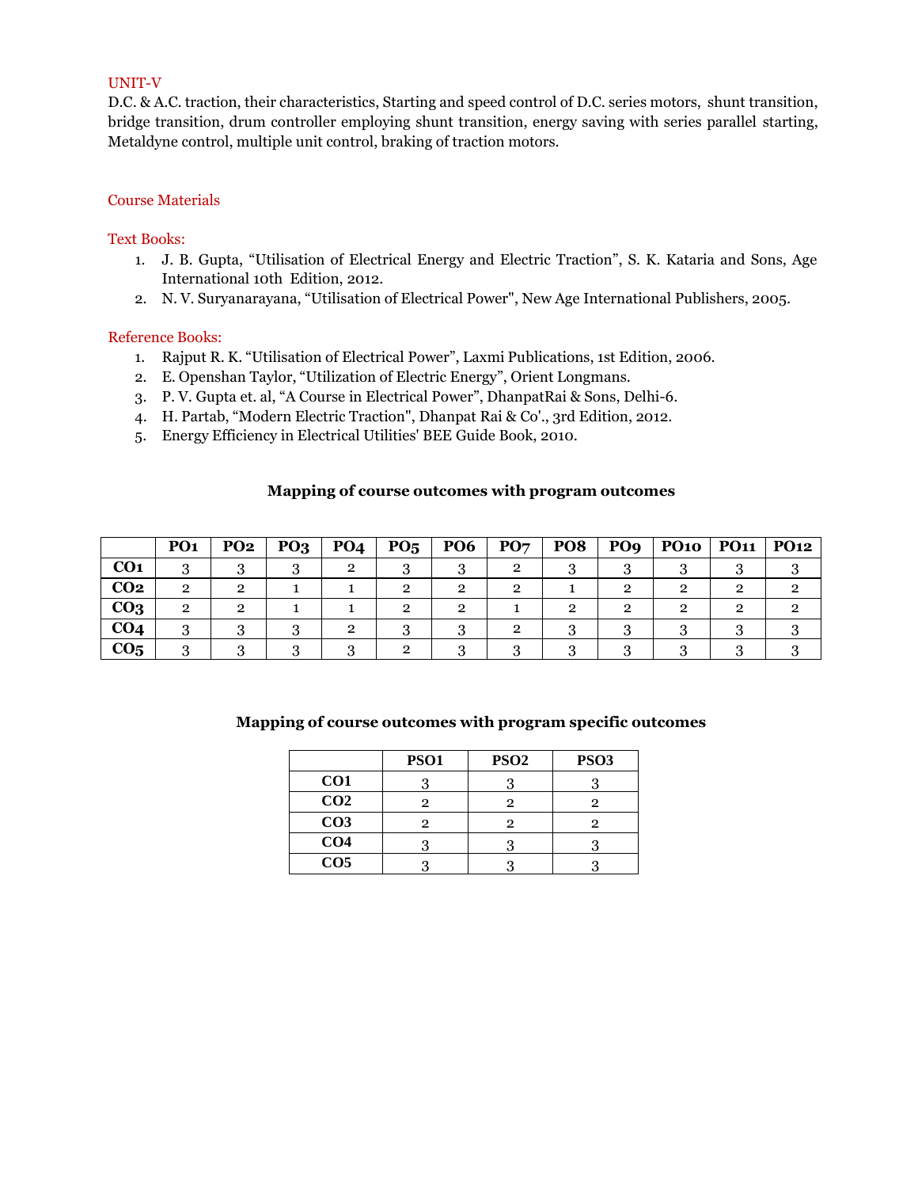## UNIT-V

D.C. & A.C. traction, their characteristics, Starting and speed control of D.C. series motors, shunt transition, bridge transition, drum controller employing shunt transition, energy saving with series parallel starting, Metaldyne control, multiple unit control, braking of traction motors.

## Course Materials

### Text Books:

1. J. B. Gupta, "Utilisation of Electrical Energy and Electric Traction", S. K. Kataria and Sons, Age International 10th Edition, 2012.
2. N. V. Suryanarayana, "Utilisation of Electrical Power", New Age International Publishers, 2005.

### Reference Books:

1. Rajput R. K. "Utilisation of Electrical Power", Laxmi Publications, 1st Edition, 2006.
2. E. Openshan Taylor, "Utilization of Electric Energy", Orient Longmans.
3. P. V. Gupta et. al, "A Course in Electrical Power", DhanpatRai & Sons, Delhi-6.
4. H. Partab, "Modern Electric Traction", Dhanpat Rai & Co'., 3rd Edition, 2012.
5. Energy Efficiency in Electrical Utilities' BEE Guide Book, 2010.

**Mapping of course outcomes with program outcomes**

| | PO1 | PO2 | PO3 | PO4 | PO5 | PO6 | PO7 | PO8 | PO9 | PO10 | PO11 | PO12 |
|---|---|---|---|---|---|---|---|---|---|---|---|---|
| **CO1** | 3 | 3 | 3 | 2 | 3 | 3 | 2 | 3 | 3 | 3 | 3 | 3 |
| **CO2** | 2 | 2 | 1 | 1 | 2 | 2 | 2 | 1 | 2 | 2 | 2 | 2 |
| **CO3** | 2 | 2 | 1 | 1 | 2 | 2 | 1 | 2 | 2 | 2 | 2 | 2 |
| **CO4** | 3 | 3 | 3 | 2 | 3 | 3 | 2 | 3 | 3 | 3 | 3 | 3 |
| **CO5** | 3 | 3 | 3 | 3 | 2 | 3 | 3 | 3 | 3 | 3 | 3 | 3 |

**Mapping of course outcomes with program specific outcomes**

| | PSO1 | PSO2 | PSO3 |
|---|---|---|---|
| **CO1** | 3 | 3 | 3 |
| **CO2** | 2 | 2 | 2 |
| **CO3** | 2 | 2 | 2 |
| **CO4** | 3 | 3 | 3 |
| **CO5** | 3 | 3 | 3 |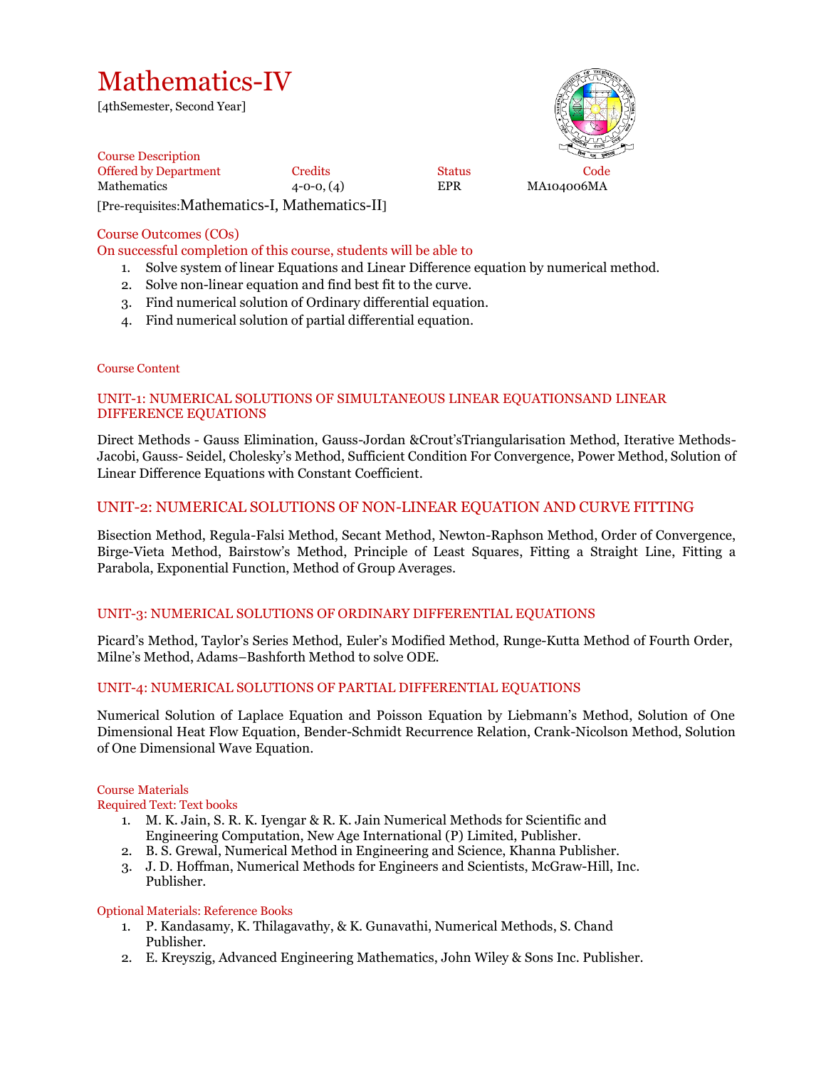# Mathematics-IV

[4thSemester, Second Year]

Course Description

| Offered by Department | Credits | Status | Code |
|---|---|---|---|
| Mathematics | 4-0-0, (4) | EPR | MA104006MA |

[Pre-requisites:Mathematics-I, Mathematics-II]

## Course Outcomes (COs)

On successful completion of this course, students will be able to

1. Solve system of linear Equations and Linear Difference equation by numerical method.
2. Solve non-linear equation and find best fit to the curve.
3. Find numerical solution of Ordinary differential equation.
4. Find numerical solution of partial differential equation.

## Course Content

### UNIT-1: NUMERICAL SOLUTIONS OF SIMULTANEOUS LINEAR EQUATIONSAND LINEAR DIFFERENCE EQUATIONS

Direct Methods - Gauss Elimination, Gauss-Jordan &Crout'sTriangularisation Method, Iterative Methods-Jacobi, Gauss- Seidel, Cholesky's Method, Sufficient Condition For Convergence, Power Method, Solution of Linear Difference Equations with Constant Coefficient.

### UNIT-2: NUMERICAL SOLUTIONS OF NON-LINEAR EQUATION AND CURVE FITTING

Bisection Method, Regula-Falsi Method, Secant Method, Newton-Raphson Method, Order of Convergence, Birge-Vieta Method, Bairstow's Method, Principle of Least Squares, Fitting a Straight Line, Fitting a Parabola, Exponential Function, Method of Group Averages.

### UNIT-3: NUMERICAL SOLUTIONS OF ORDINARY DIFFERENTIAL EQUATIONS

Picard's Method, Taylor's Series Method, Euler's Modified Method, Runge-Kutta Method of Fourth Order, Milne's Method, Adams–Bashforth Method to solve ODE.

### UNIT-4: NUMERICAL SOLUTIONS OF PARTIAL DIFFERENTIAL EQUATIONS

Numerical Solution of Laplace Equation and Poisson Equation by Liebmann's Method, Solution of One Dimensional Heat Flow Equation, Bender-Schmidt Recurrence Relation, Crank-Nicolson Method, Solution of One Dimensional Wave Equation.

## Course Materials

Required Text: Text books

1. M. K. Jain, S. R. K. Iyengar & R. K. Jain Numerical Methods for Scientific and Engineering Computation, New Age International (P) Limited, Publisher.
2. B. S. Grewal, Numerical Method in Engineering and Science, Khanna Publisher.
3. J. D. Hoffman, Numerical Methods for Engineers and Scientists, McGraw-Hill, Inc. Publisher.

Optional Materials: Reference Books

1. P. Kandasamy, K. Thilagavathy, & K. Gunavathi, Numerical Methods, S. Chand Publisher.
2. E. Kreyszig, Advanced Engineering Mathematics, John Wiley & Sons Inc. Publisher.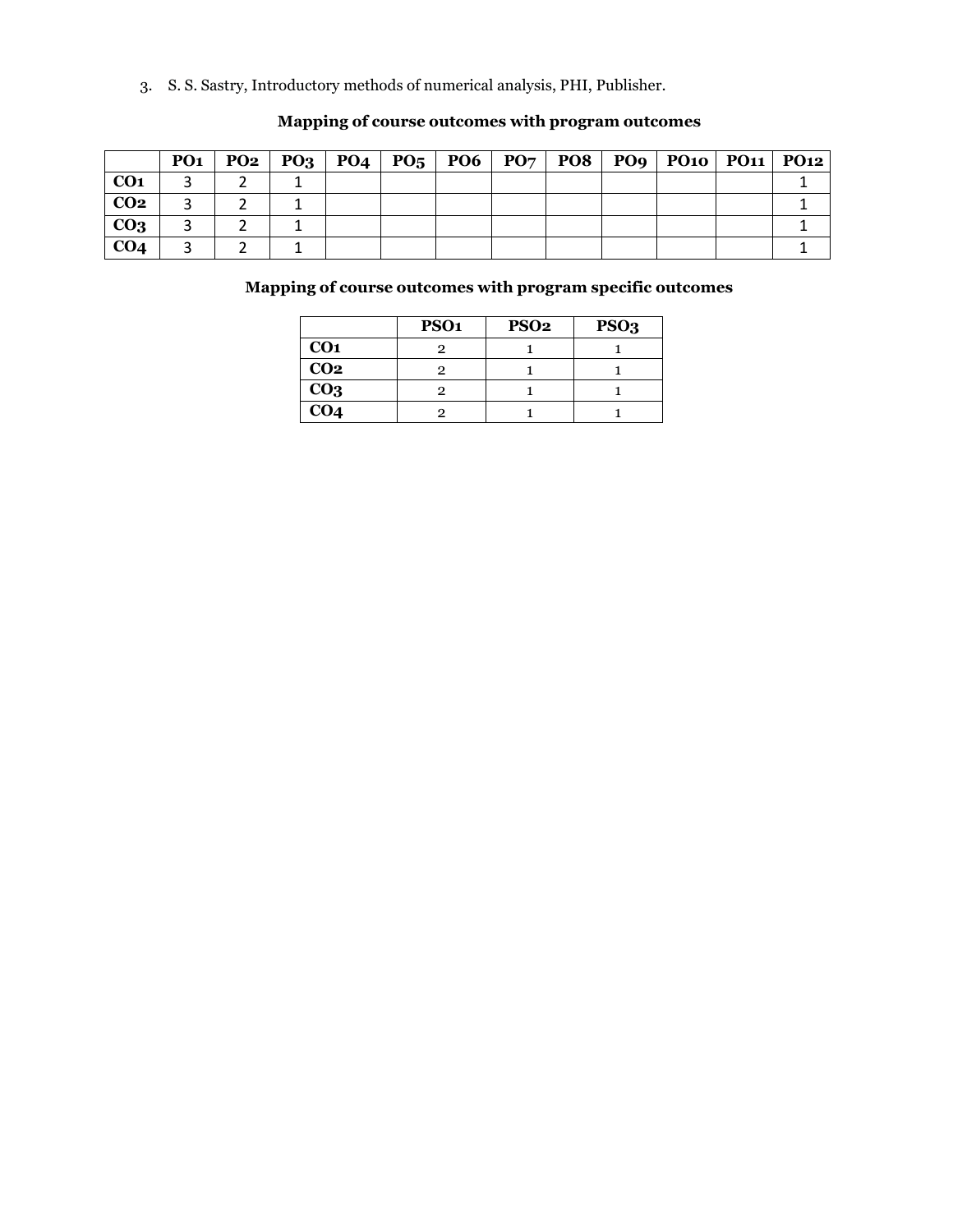3. S. S. Sastry, Introductory methods of numerical analysis, PHI, Publisher.

**Mapping of course outcomes with program outcomes**

| | PO1 | PO2 | PO3 | PO4 | PO5 | PO6 | PO7 | PO8 | PO9 | PO10 | PO11 | PO12 |
|---|---|---|---|---|---|---|---|---|---|---|---|---|
| CO1 | 3 | 2 | 1 | | | | | | | | | 1 |
| CO2 | 3 | 2 | 1 | | | | | | | | | 1 |
| CO3 | 3 | 2 | 1 | | | | | | | | | 1 |
| CO4 | 3 | 2 | 1 | | | | | | | | | 1 |

**Mapping of course outcomes with program specific outcomes**

| | PSO1 | PSO2 | PSO3 |
|---|---|---|---|
| CO1 | 2 | 1 | 1 |
| CO2 | 2 | 1 | 1 |
| CO3 | 2 | 1 | 1 |
| CO4 | 2 | 1 | 1 |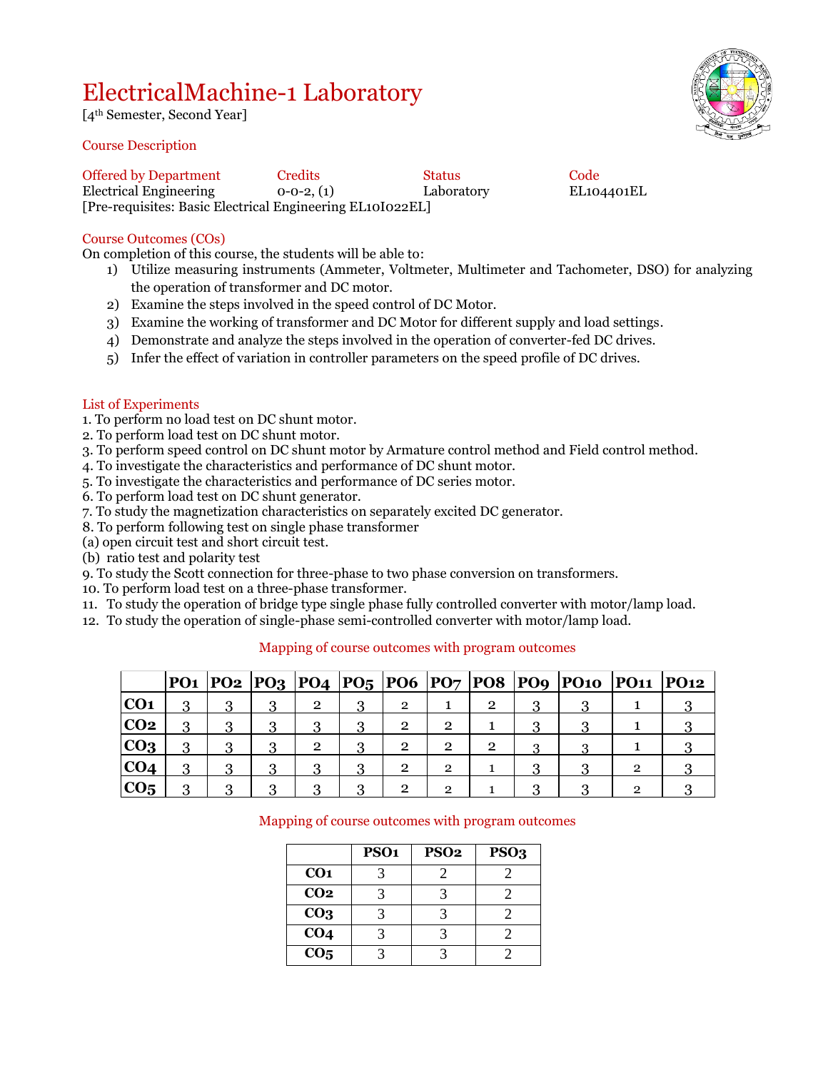# ElectricalMachine-1 Laboratory

[4th Semester, Second Year]

## Course Description

| Offered by Department | Credits | Status | Code |
|---|---|---|---|
| Electrical Engineering | 0-0-2, (1) | Laboratory | EL104401EL |

[Pre-requisites: Basic Electrical Engineering EL10I022EL]

## Course Outcomes (COs)

On completion of this course, the students will be able to:

1) Utilize measuring instruments (Ammeter, Voltmeter, Multimeter and Tachometer, DSO) for analyzing the operation of transformer and DC motor.
2) Examine the steps involved in the speed control of DC Motor.
3) Examine the working of transformer and DC Motor for different supply and load settings.
4) Demonstrate and analyze the steps involved in the operation of converter-fed DC drives.
5) Infer the effect of variation in controller parameters on the speed profile of DC drives.

## List of Experiments

1. To perform no load test on DC shunt motor.
2. To perform load test on DC shunt motor.
3. To perform speed control on DC shunt motor by Armature control method and Field control method.
4. To investigate the characteristics and performance of DC shunt motor.
5. To investigate the characteristics and performance of DC series motor.
6. To perform load test on DC shunt generator.
7. To study the magnetization characteristics on separately excited DC generator.
8. To perform following test on single phase transformer
(a) open circuit test and short circuit test.
(b) ratio test and polarity test
9. To study the Scott connection for three-phase to two phase conversion on transformers.
10. To perform load test on a three-phase transformer.
11. To study the operation of bridge type single phase fully controlled converter with motor/lamp load.
12. To study the operation of single-phase semi-controlled converter with motor/lamp load.

### Mapping of course outcomes with program outcomes

| | PO1 | PO2 | PO3 | PO4 | PO5 | PO6 | PO7 | PO8 | PO9 | PO10 | PO11 | PO12 |
|---|---|---|---|---|---|---|---|---|---|---|---|---|
| CO1 | 3 | 3 | 3 | 2 | 3 | 2 | 1 | 2 | 3 | 3 | 1 | 3 |
| CO2 | 3 | 3 | 3 | 3 | 3 | 2 | 2 | 1 | 3 | 3 | 1 | 3 |
| CO3 | 3 | 3 | 3 | 2 | 3 | 2 | 2 | 2 | 3 | 3 | 1 | 3 |
| CO4 | 3 | 3 | 3 | 3 | 3 | 2 | 2 | 1 | 3 | 3 | 2 | 3 |
| CO5 | 3 | 3 | 3 | 3 | 3 | 2 | 2 | 1 | 3 | 3 | 2 | 3 |

### Mapping of course outcomes with program outcomes

| | PSO1 | PSO2 | PSO3 |
|---|---|---|---|
| CO1 | 3 | 2 | 2 |
| CO2 | 3 | 3 | 2 |
| CO3 | 3 | 3 | 2 |
| CO4 | 3 | 3 | 2 |
| CO5 | 3 | 3 | 2 |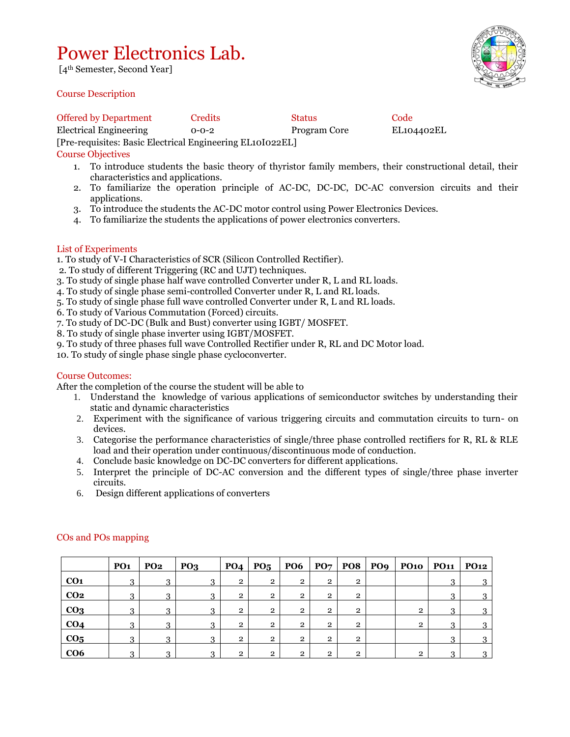# Power Electronics Lab.

[4th Semester, Second Year]

## Course Description

| Offered by Department | Credits | Status | Code |
|---|---|---|---|
| Electrical Engineering | 0-0-2 | Program Core | EL104402EL |

[Pre-requisites: Basic Electrical Engineering EL10I022EL]

## Course Objectives

1. To introduce students the basic theory of thyristor family members, their constructional detail, their characteristics and applications.
2. To familiarize the operation principle of AC-DC, DC-DC, DC-AC conversion circuits and their applications.
3. To introduce the students the AC-DC motor control using Power Electronics Devices.
4. To familiarize the students the applications of power electronics converters.

## List of Experiments

1. To study of V-I Characteristics of SCR (Silicon Controlled Rectifier).
2. To study of different Triggering (RC and UJT) techniques.
3. To study of single phase half wave controlled Converter under R, L and RL loads.
4. To study of single phase semi-controlled Converter under R, L and RL loads.
5. To study of single phase full wave controlled Converter under R, L and RL loads.
6. To study of Various Commutation (Forced) circuits.
7. To study of DC-DC (Bulk and Bust) converter using IGBT/ MOSFET.
8. To study of single phase inverter using IGBT/MOSFET.
9. To study of three phases full wave Controlled Rectifier under R, RL and DC Motor load.
10. To study of single phase single phase cycloconverter.

## Course Outcomes:

After the completion of the course the student will be able to

1. Understand the knowledge of various applications of semiconductor switches by understanding their static and dynamic characteristics
2. Experiment with the significance of various triggering circuits and commutation circuits to turn- on devices.
3. Categorise the performance characteristics of single/three phase controlled rectifiers for R, RL & RLE load and their operation under continuous/discontinuous mode of conduction.
4. Conclude basic knowledge on DC-DC converters for different applications.
5. Interpret the principle of DC-AC conversion and the different types of single/three phase inverter circuits.
6. Design different applications of converters

## COs and POs mapping

| | PO1 | PO2 | PO3 | PO4 | PO5 | PO6 | PO7 | PO8 | PO9 | PO10 | PO11 | PO12 |
|---|---|---|---|---|---|---|---|---|---|---|---|---|
| **CO1** | 3 | 3 | 3 | 2 | 2 | 2 | 2 | 2 | | | 3 | 3 |
| **CO2** | 3 | 3 | 3 | 2 | 2 | 2 | 2 | 2 | | | 3 | 3 |
| **CO3** | 3 | 3 | 3 | 2 | 2 | 2 | 2 | 2 | | 2 | 3 | 3 |
| **CO4** | 3 | 3 | 3 | 2 | 2 | 2 | 2 | 2 | | 2 | 3 | 3 |
| **CO5** | 3 | 3 | 3 | 2 | 2 | 2 | 2 | 2 | | | 3 | 3 |
| **CO6** | 3 | 3 | 3 | 2 | 2 | 2 | 2 | 2 | | 2 | 3 | 3 |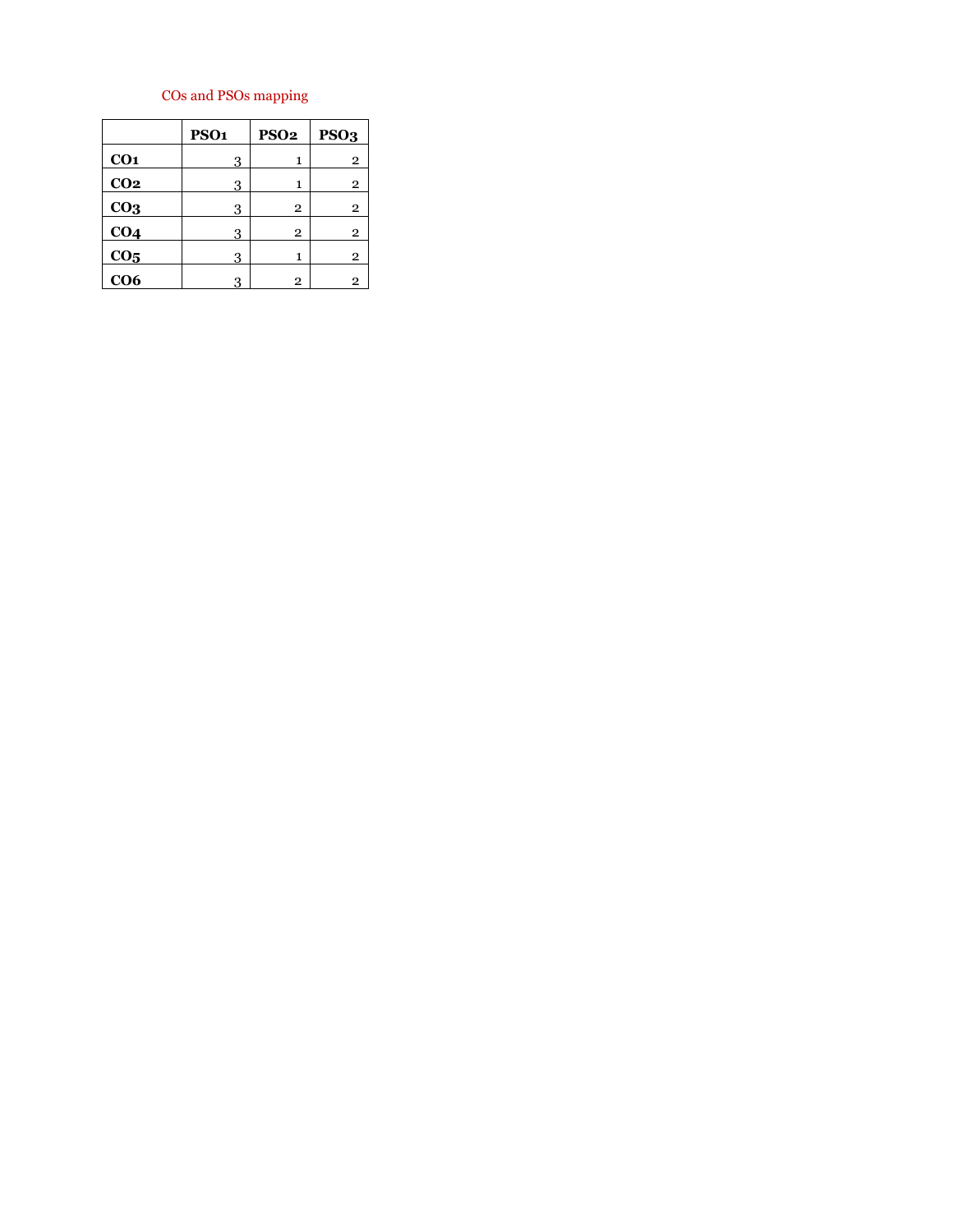COs and PSOs mapping

| | PSO1 | PSO2 | PSO3 |
|---|---|---|---|
| **CO1** | 3 | 1 | 2 |
| **CO2** | 3 | 1 | 2 |
| **CO3** | 3 | 2 | 2 |
| **CO4** | 3 | 2 | 2 |
| **CO5** | 3 | 1 | 2 |
| **CO6** | 3 | 2 | 2 |